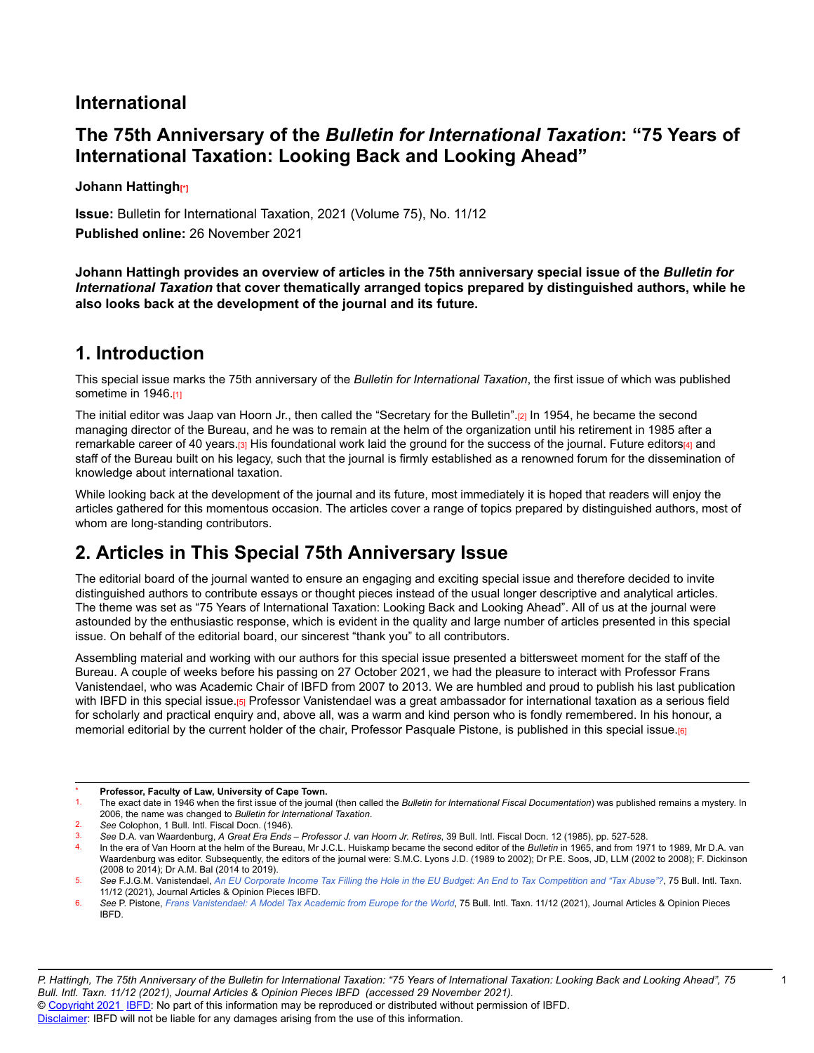# International

# The 75th Anniversary of the *Bulletin for International Taxation*: "75 Years of International Taxation: Looking Back and Looking Ahead"

**Johann Hattingh**[*]

**Issue:** Bulletin for International Taxation, 2021 (Volume 75), No. 11/12

**Published online:** 26 November 2021

**Johann Hattingh provides an overview of articles in the 75th anniversary special issue of the *Bulletin for International Taxation* that cover thematically arranged topics prepared by distinguished authors, while he also looks back at the development of the journal and its future.**

## 1. Introduction

This special issue marks the 75th anniversary of the *Bulletin for International Taxation*, the first issue of which was published sometime in 1946.[1]

The initial editor was Jaap van Hoorn Jr., then called the "Secretary for the Bulletin".[2] In 1954, he became the second managing director of the Bureau, and he was to remain at the helm of the organization until his retirement in 1985 after a remarkable career of 40 years.[3] His foundational work laid the ground for the success of the journal. Future editors[4] and staff of the Bureau built on his legacy, such that the journal is firmly established as a renowned forum for the dissemination of knowledge about international taxation.

While looking back at the development of the journal and its future, most immediately it is hoped that readers will enjoy the articles gathered for this momentous occasion. The articles cover a range of topics prepared by distinguished authors, most of whom are long-standing contributors.

## 2. Articles in This Special 75th Anniversary Issue

The editorial board of the journal wanted to ensure an engaging and exciting special issue and therefore decided to invite distinguished authors to contribute essays or thought pieces instead of the usual longer descriptive and analytical articles. The theme was set as "75 Years of International Taxation: Looking Back and Looking Ahead". All of us at the journal were astounded by the enthusiastic response, which is evident in the quality and large number of articles presented in this special issue. On behalf of the editorial board, our sincerest "thank you" to all contributors.

Assembling material and working with our authors for this special issue presented a bittersweet moment for the staff of the Bureau. A couple of weeks before his passing on 27 October 2021, we had the pleasure to interact with Professor Frans Vanistendael, who was Academic Chair of IBFD from 2007 to 2013. We are humbled and proud to publish his last publication with IBFD in this special issue.[5] Professor Vanistendael was a great ambassador for international taxation as a serious field for scholarly and practical enquiry and, above all, was a warm and kind person who is fondly remembered. In his honour, a memorial editorial by the current holder of the chair, Professor Pasquale Pistone, is published in this special issue.[6]

---

\* **Professor, Faculty of Law, University of Cape Town.**

1. The exact date in 1946 when the first issue of the journal (then called the *Bulletin for International Fiscal Documentation*) was published remains a mystery. In 2006, the name was changed to *Bulletin for International Taxation*.
2. *See* Colophon, 1 Bull. Intl. Fiscal Docn. (1946).
3. *See* D.A. van Waardenburg, *A Great Era Ends – Professor J. van Hoorn Jr. Retires*, 39 Bull. Intl. Fiscal Docn. 12 (1985), pp. 527-528.
4. In the era of Van Hoorn at the helm of the Bureau, Mr J.C.L. Huiskamp became the second editor of the *Bulletin* in 1965, and from 1971 to 1989, Mr D.A. van Waardenburg was editor. Subsequently, the editors of the journal were: S.M.C. Lyons J.D. (1989 to 2002); Dr P.E. Soos, JD, LLM (2002 to 2008); F. Dickinson (2008 to 2014); Dr A.M. Bal (2014 to 2019).
5. *See* F.J.G.M. Vanistendael, *An EU Corporate Income Tax Filling the Hole in the EU Budget: An End to Tax Competition and "Tax Abuse"?*, 75 Bull. Intl. Taxn. 11/12 (2021), Journal Articles & Opinion Pieces IBFD.
6. *See* P. Pistone, *Frans Vanistendael: A Model Tax Academic from Europe for the World*, 75 Bull. Intl. Taxn. 11/12 (2021), Journal Articles & Opinion Pieces IBFD.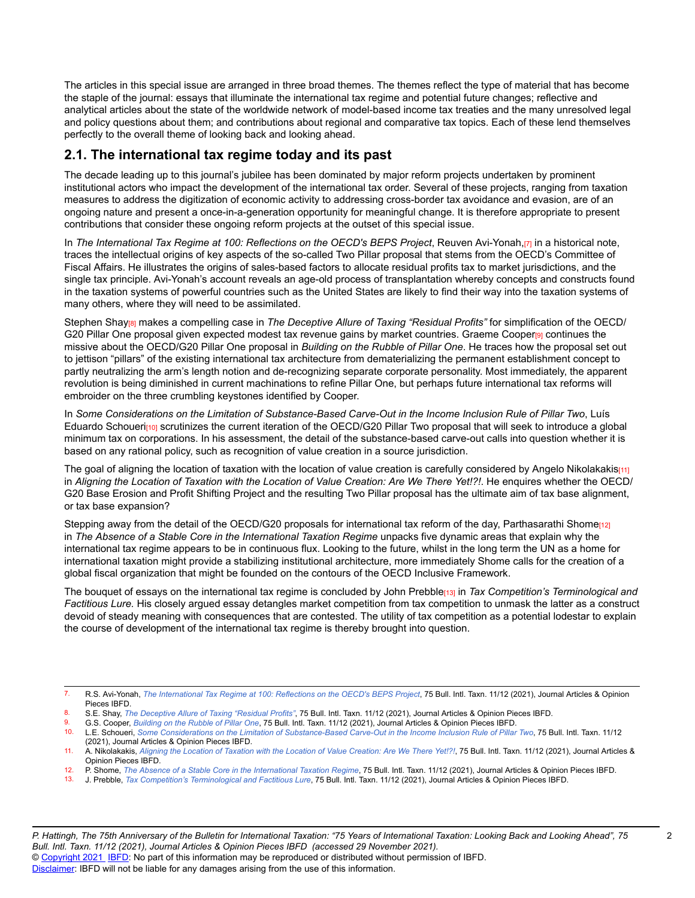The articles in this special issue are arranged in three broad themes. The themes reflect the type of material that has become the staple of the journal: essays that illuminate the international tax regime and potential future changes; reflective and analytical articles about the state of the worldwide network of model-based income tax treaties and the many unresolved legal and policy questions about them; and contributions about regional and comparative tax topics. Each of these lend themselves perfectly to the overall theme of looking back and looking ahead.

## 2.1. The international tax regime today and its past

The decade leading up to this journal's jubilee has been dominated by major reform projects undertaken by prominent institutional actors who impact the development of the international tax order. Several of these projects, ranging from taxation measures to address the digitization of economic activity to addressing cross-border tax avoidance and evasion, are of an ongoing nature and present a once-in-a-generation opportunity for meaningful change. It is therefore appropriate to present contributions that consider these ongoing reform projects at the outset of this special issue.

In *The International Tax Regime at 100: Reflections on the OECD's BEPS Project*, Reuven Avi-Yonah,[7] in a historical note, traces the intellectual origins of key aspects of the so-called Two Pillar proposal that stems from the OECD's Committee of Fiscal Affairs. He illustrates the origins of sales-based factors to allocate residual profits tax to market jurisdictions, and the single tax principle. Avi-Yonah's account reveals an age-old process of transplantation whereby concepts and constructs found in the taxation systems of powerful countries such as the United States are likely to find their way into the taxation systems of many others, where they will need to be assimilated.

Stephen Shay[8] makes a compelling case in *The Deceptive Allure of Taxing "Residual Profits"* for simplification of the OECD/G20 Pillar One proposal given expected modest tax revenue gains by market countries. Graeme Cooper[9] continues the missive about the OECD/G20 Pillar One proposal in *Building on the Rubble of Pillar One*. He traces how the proposal set out to jettison "pillars" of the existing international tax architecture from dematerializing the permanent establishment concept to partly neutralizing the arm's length notion and de-recognizing separate corporate personality. Most immediately, the apparent revolution is being diminished in current machinations to refine Pillar One, but perhaps future international tax reforms will embroider on the three crumbling keystones identified by Cooper.

In *Some Considerations on the Limitation of Substance-Based Carve-Out in the Income Inclusion Rule of Pillar Two*, Luís Eduardo Schoueri[10] scrutinizes the current iteration of the OECD/G20 Pillar Two proposal that will seek to introduce a global minimum tax on corporations. In his assessment, the detail of the substance-based carve-out calls into question whether it is based on any rational policy, such as recognition of value creation in a source jurisdiction.

The goal of aligning the location of taxation with the location of value creation is carefully considered by Angelo Nikolakakis[11] in *Aligning the Location of Taxation with the Location of Value Creation: Are We There Yet!?!*. He enquires whether the OECD/G20 Base Erosion and Profit Shifting Project and the resulting Two Pillar proposal has the ultimate aim of tax base alignment, or tax base expansion?

Stepping away from the detail of the OECD/G20 proposals for international tax reform of the day, Parthasarathi Shome[12] in *The Absence of a Stable Core in the International Taxation Regime* unpacks five dynamic areas that explain why the international tax regime appears to be in continuous flux. Looking to the future, whilst in the long term the UN as a home for international taxation might provide a stabilizing institutional architecture, more immediately Shome calls for the creation of a global fiscal organization that might be founded on the contours of the OECD Inclusive Framework.

The bouquet of essays on the international tax regime is concluded by John Prebble[13] in *Tax Competition's Terminological and Factitious Lure.* His closely argued essay detangles market competition from tax competition to unmask the latter as a construct devoid of steady meaning with consequences that are contested. The utility of tax competition as a potential lodestar to explain the course of development of the international tax regime is thereby brought into question.

---

7. R.S. Avi-Yonah, *The International Tax Regime at 100: Reflections on the OECD's BEPS Project*, 75 Bull. Intl. Taxn. 11/12 (2021), Journal Articles & Opinion Pieces IBFD.
8. S.E. Shay, *The Deceptive Allure of Taxing "Residual Profits"*, 75 Bull. Intl. Taxn. 11/12 (2021), Journal Articles & Opinion Pieces IBFD.
9. G.S. Cooper, *Building on the Rubble of Pillar One*, 75 Bull. Intl. Taxn. 11/12 (2021), Journal Articles & Opinion Pieces IBFD.
10. L.E. Schoueri, *Some Considerations on the Limitation of Substance-Based Carve-Out in the Income Inclusion Rule of Pillar Two*, 75 Bull. Intl. Taxn. 11/12 (2021), Journal Articles & Opinion Pieces IBFD.
11. A. Nikolakakis, *Aligning the Location of Taxation with the Location of Value Creation: Are We There Yet!?!*, 75 Bull. Intl. Taxn. 11/12 (2021), Journal Articles & Opinion Pieces IBFD.
12. P. Shome, *The Absence of a Stable Core in the International Taxation Regime*, 75 Bull. Intl. Taxn. 11/12 (2021), Journal Articles & Opinion Pieces IBFD.
13. J. Prebble, *Tax Competition's Terminological and Factitious Lure*, 75 Bull. Intl. Taxn. 11/12 (2021), Journal Articles & Opinion Pieces IBFD.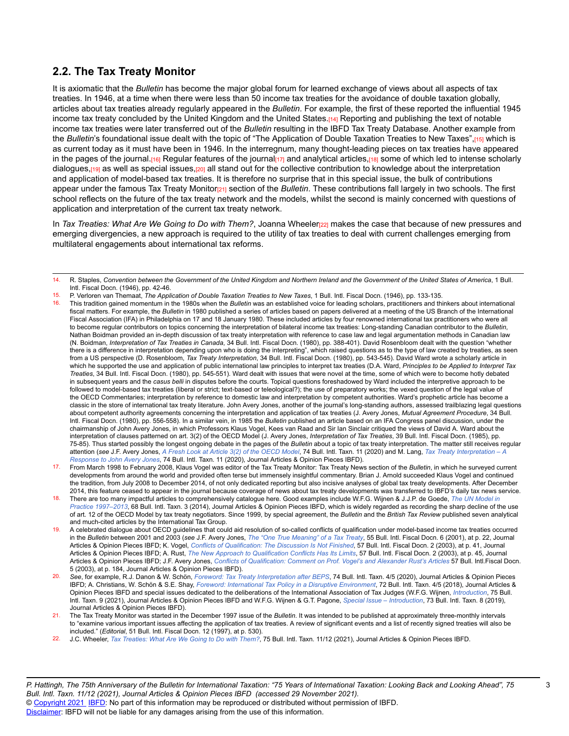## 2.2. The Tax Treaty Monitor

It is axiomatic that the *Bulletin* has become the major global forum for learned exchange of views about all aspects of tax treaties. In 1946, at a time when there were less than 50 income tax treaties for the avoidance of double taxation globally, articles about tax treaties already regularly appeared in the *Bulletin*. For example, the first of these reported the influential 1945 income tax treaty concluded by the United Kingdom and the United States.[14] Reporting and publishing the text of notable income tax treaties were later transferred out of the *Bulletin* resulting in the IBFD Tax Treaty Database. Another example from the *Bulletin*'s foundational issue dealt with the topic of "The Application of Double Taxation Treaties to New Taxes",[15] which is as current today as it must have been in 1946. In the interregnum, many thought-leading pieces on tax treaties have appeared in the pages of the journal.[16] Regular features of the journal[17] and analytical articles,[18] some of which led to intense scholarly dialogues,[19] as well as special issues,[20] all stand out for the collective contribution to knowledge about the interpretation and application of model-based tax treaties. It is therefore no surprise that in this special issue, the bulk of contributions appear under the famous Tax Treaty Monitor[21] section of the *Bulletin*. These contributions fall largely in two schools. The first school reflects on the future of the tax treaty network and the models, whilst the second is mainly concerned with questions of application and interpretation of the current tax treaty network.

In *Tax Treaties: What Are We Going to Do with Them?*, Joanna Wheeler[22] makes the case that because of new pressures and emerging divergencies, a new approach is required to the utility of tax treaties to deal with current challenges emerging from multilateral engagements about international tax reforms.

---

14. R. Staples, *Convention between the Government of the United Kingdom and Northern Ireland and the Government of the United States of America*, 1 Bull. Intl. Fiscal Docn. (1946), pp. 42-46.
15. P. Verloren van Themaat, *The Application of Double Taxation Treaties to New Taxes*, 1 Bull. Intl. Fiscal Docn. (1946), pp. 133-135.
16. This tradition gained momentum in the 1980s when the *Bulletin* was an established voice for leading scholars, practitioners and thinkers about international fiscal matters. For example, the *Bulletin* in 1980 published a series of articles based on papers delivered at a meeting of the US Branch of the International Fiscal Association (IFA) in Philadelphia on 17 and 18 January 1980. These included articles by four renowned international tax practitioners who were all to become regular contributors on topics concerning the interpretation of bilateral income tax treaties: Long-standing Canadian contributor to the *Bulletin*, Nathan Boidman provided an in-depth discussion of tax treaty interpretation with reference to case law and legal argumentation methods in Canadian law (N. Boidman, *Interpretation of Tax Treaties in Canada*, 34 Bull. Intl. Fiscal Docn. (1980), pp. 388-401). David Rosenbloom dealt with the question "whether there is a difference in interpretation depending upon who is doing the interpreting", which raised questions as to the type of law created by treaties, as seen from a US perspective (D. Rosenbloom, *Tax Treaty Interpretation*, 34 Bull. Intl. Fiscal Docn. (1980), pp. 543-545). David Ward wrote a scholarly article in which he supported the use and application of public international law principles to interpret tax treaties (D.A. Ward, *Principles to be Applied to Interpret Tax Treaties*, 34 Bull. Intl. Fiscal Docn. (1980), pp. 545-551). Ward dealt with issues that were novel at the time, some of which were to become hotly debated in subsequent years and the *casus belli* in disputes before the courts. Topical questions foreshadowed by Ward included the interpretive approach to be followed to model-based tax treaties (liberal or strict; text-based or teleological?); the use of preparatory works; the vexed question of the legal value of the OECD Commentaries; interpretation by reference to domestic law and interpretation by competent authorities. Ward's prophetic article has become a classic in the store of international tax treaty literature. John Avery Jones, another of the journal's long-standing authors, assessed trailblazing legal questions about competent authority agreements concerning the interpretation and application of tax treaties (J. Avery Jones, *Mutual Agreement Procedure*, 34 Bull. Intl. Fiscal Docn. (1980), pp. 556-558). In a similar vein, in 1985 the *Bulletin* published an article based on an IFA Congress panel discussion, under the chairmanship of John Avery Jones, in which Professors Klaus Vogel, Kees van Raad and Sir Ian Sinclair critiqued the views of David A. Ward about the interpretation of clauses patterned on art. 3(2) of the OECD Model (J. Avery Jones, *Interpretation of Tax Treaties*, 39 Bull. Intl. Fiscal Docn. (1985), pp. 75-85). Thus started possibly the longest ongoing debate in the pages of the *Bulletin* about a topic of tax treaty interpretation. The matter still receives regular attention (*see* J.F. Avery Jones, *A Fresh Look at Article 3(2) of the OECD Model*, 74 Bull. Intl. Taxn. 11 (2020) and M. Lang, *Tax Treaty Interpretation – A Response to John Avery Jones*, 74 Bull. Intl. Taxn. 11 (2020), Journal Articles & Opinion Pieces IBFD).
17. From March 1998 to February 2008, Klaus Vogel was editor of the Tax Treaty Monitor: Tax Treaty News section of the *Bulletin*, in which he surveyed current developments from around the world and provided often terse but immensely insightful commentary. Brian J. Arnold succeeded Klaus Vogel and continued the tradition, from July 2008 to December 2014, of not only dedicated reporting but also incisive analyses of global tax treaty developments. After December 2014, this feature ceased to appear in the journal because coverage of news about tax treaty developments was transferred to IBFD's daily tax news service.
18. There are too many impactful articles to comprehensively catalogue here. Good examples include W.F.G. Wijnen & J.J.P. de Goede, *The UN Model in Practice 1997–2013*, 68 Bull. Intl. Taxn. 3 (2014), Journal Articles & Opinion Pieces IBFD, which is widely regarded as recording the sharp decline of the use of art. 12 of the OECD Model by tax treaty negotiators. Since 1999, by special agreement, the *Bulletin* and the *British Tax Review* published seven analytical and much-cited articles by the International Tax Group.
19. A celebrated dialogue about OECD guidelines that could aid resolution of so-called conflicts of qualification under model-based income tax treaties occurred in the *Bulletin* between 2001 and 2003 (*see* J.F. Avery Jones, *The "One True Meaning" of a Tax Treaty*, 55 Bull. Intl. Fiscal Docn. 6 (2001), at p. 22, Journal Articles & Opinion Pieces IBFD; K. Vogel, *Conflicts of Qualification: The Discussion Is Not Finished*, 57 Bull. Intl. Fiscal Docn. 2 (2003), at p. 41, Journal Articles & Opinion Pieces IBFD; A. Rust, *The New Approach to Qualification Conflicts Has Its Limits*, 57 Bull. Intl. Fiscal Docn. 2 (2003), at p. 45, Journal Articles & Opinion Pieces IBFD; J.F. Avery Jones, *Conflicts of Qualification: Comment on Prof. Vogel's and Alexander Rust's Articles* 57 Bull. Intl.Fiscal Docn. 5 (2003), at p. 184, Journal Articles & Opinion Pieces IBFD).
20. *See*, for example, R.J. Danon & W. Schön, *Foreword: Tax Treaty Interpretation after BEPS*, 74 Bull. Intl. Taxn. 4/5 (2020), Journal Articles & Opinion Pieces IBFD; A. Christians, W. Schön & S.E. Shay, *Foreword: International Tax Policy in a Disruptive Environment*, 72 Bull. Intl. Taxn. 4/5 (2018), Journal Articles & Opinion Pieces IBFD and special issues dedicated to the deliberations of the International Association of Tax Judges (W.F.G. Wijnen, *Introduction*, 75 Bull. Intl. Taxn. 9 (2021), Journal Articles & Opinion Pieces IBFD and W.F.G. Wijnen & G.T. Pagone, *Special Issue – Introduction*, 73 Bull. Intl. Taxn. 8 (2019), Journal Articles & Opinion Pieces IBFD).
21. The Tax Treaty Monitor was started in the December 1997 issue of the *Bulletin*. It was intended to be published at approximately three-monthly intervals to "examine various important issues affecting the application of tax treaties. A review of significant events and a list of recently signed treaties will also be included." (*Editorial*, 51 Bull. Intl. Fiscal Docn. 12 (1997), at p. 530).
22. J.C. Wheeler, *Tax Treaties: What Are We Going to Do with Them?*, 75 Bull. Intl. Taxn. 11/12 (2021), Journal Articles & Opinion Pieces IBFD.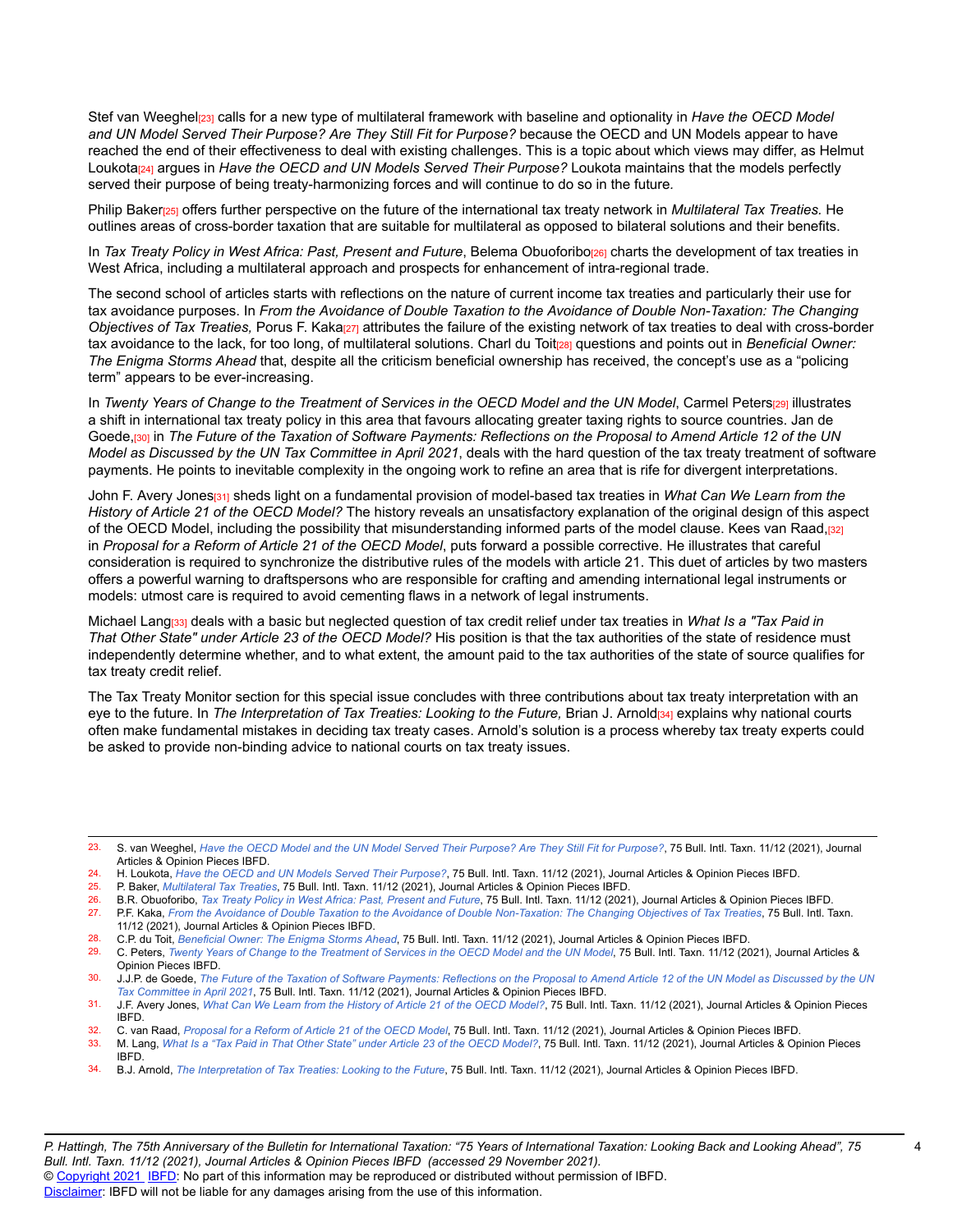Stef van Weeghel[23] calls for a new type of multilateral framework with baseline and optionality in *Have the OECD Model and UN Model Served Their Purpose? Are They Still Fit for Purpose?* because the OECD and UN Models appear to have reached the end of their effectiveness to deal with existing challenges. This is a topic about which views may differ, as Helmut Loukota[24] argues in *Have the OECD and UN Models Served Their Purpose?* Loukota maintains that the models perfectly served their purpose of being treaty-harmonizing forces and will continue to do so in the future.

Philip Baker[25] offers further perspective on the future of the international tax treaty network in *Multilateral Tax Treaties.* He outlines areas of cross-border taxation that are suitable for multilateral as opposed to bilateral solutions and their benefits.

In *Tax Treaty Policy in West Africa: Past, Present and Future*, Belema Obuoforibo[26] charts the development of tax treaties in West Africa, including a multilateral approach and prospects for enhancement of intra-regional trade.

The second school of articles starts with reflections on the nature of current income tax treaties and particularly their use for tax avoidance purposes. In *From the Avoidance of Double Taxation to the Avoidance of Double Non-Taxation: The Changing Objectives of Tax Treaties,* Porus F. Kaka[27] attributes the failure of the existing network of tax treaties to deal with cross-border tax avoidance to the lack, for too long, of multilateral solutions. Charl du Toit[28] questions and points out in *Beneficial Owner: The Enigma Storms Ahead* that, despite all the criticism beneficial ownership has received, the concept's use as a "policing term" appears to be ever-increasing.

In *Twenty Years of Change to the Treatment of Services in the OECD Model and the UN Model*, Carmel Peters[29] illustrates a shift in international tax treaty policy in this area that favours allocating greater taxing rights to source countries. Jan de Goede,[30] in *The Future of the Taxation of Software Payments: Reflections on the Proposal to Amend Article 12 of the UN Model as Discussed by the UN Tax Committee in April 2021*, deals with the hard question of the tax treaty treatment of software payments. He points to inevitable complexity in the ongoing work to refine an area that is rife for divergent interpretations.

John F. Avery Jones[31] sheds light on a fundamental provision of model-based tax treaties in *What Can We Learn from the History of Article 21 of the OECD Model?* The history reveals an unsatisfactory explanation of the original design of this aspect of the OECD Model, including the possibility that misunderstanding informed parts of the model clause. Kees van Raad,[32] in *Proposal for a Reform of Article 21 of the OECD Model*, puts forward a possible corrective. He illustrates that careful consideration is required to synchronize the distributive rules of the models with article 21. This duet of articles by two masters offers a powerful warning to draftspersons who are responsible for crafting and amending international legal instruments or models: utmost care is required to avoid cementing flaws in a network of legal instruments.

Michael Lang[33] deals with a basic but neglected question of tax credit relief under tax treaties in *What Is a "Tax Paid in That Other State" under Article 23 of the OECD Model?* His position is that the tax authorities of the state of residence must independently determine whether, and to what extent, the amount paid to the tax authorities of the state of source qualifies for tax treaty credit relief.

The Tax Treaty Monitor section for this special issue concludes with three contributions about tax treaty interpretation with an eye to the future. In *The Interpretation of Tax Treaties: Looking to the Future,* Brian J. Arnold[34] explains why national courts often make fundamental mistakes in deciding tax treaty cases. Arnold's solution is a process whereby tax treaty experts could be asked to provide non-binding advice to national courts on tax treaty issues.

---

23. S. van Weeghel, *Have the OECD Model and the UN Model Served Their Purpose? Are They Still Fit for Purpose?*, 75 Bull. Intl. Taxn. 11/12 (2021), Journal Articles & Opinion Pieces IBFD.
24. H. Loukota, *Have the OECD and UN Models Served Their Purpose?*, 75 Bull. Intl. Taxn. 11/12 (2021), Journal Articles & Opinion Pieces IBFD.
25. P. Baker, *Multilateral Tax Treaties*, 75 Bull. Intl. Taxn. 11/12 (2021), Journal Articles & Opinion Pieces IBFD.
26. B.R. Obuoforibo, *Tax Treaty Policy in West Africa: Past, Present and Future*, 75 Bull. Intl. Taxn. 11/12 (2021), Journal Articles & Opinion Pieces IBFD.
27. P.F. Kaka, *From the Avoidance of Double Taxation to the Avoidance of Double Non-Taxation: The Changing Objectives of Tax Treaties*, 75 Bull. Intl. Taxn. 11/12 (2021), Journal Articles & Opinion Pieces IBFD.
28. C.P. du Toit, *Beneficial Owner: The Enigma Storms Ahead*, 75 Bull. Intl. Taxn. 11/12 (2021), Journal Articles & Opinion Pieces IBFD.
29. C. Peters, *Twenty Years of Change to the Treatment of Services in the OECD Model and the UN Model*, 75 Bull. Intl. Taxn. 11/12 (2021), Journal Articles & Opinion Pieces IBFD.
30. J.J.P. de Goede, *The Future of the Taxation of Software Payments: Reflections on the Proposal to Amend Article 12 of the UN Model as Discussed by the UN Tax Committee in April 2021*, 75 Bull. Intl. Taxn. 11/12 (2021), Journal Articles & Opinion Pieces IBFD.
31. J.F. Avery Jones, *What Can We Learn from the History of Article 21 of the OECD Model?*, 75 Bull. Intl. Taxn. 11/12 (2021), Journal Articles & Opinion Pieces IBFD.
32. C. van Raad, *Proposal for a Reform of Article 21 of the OECD Model*, 75 Bull. Intl. Taxn. 11/12 (2021), Journal Articles & Opinion Pieces IBFD.
33. M. Lang, *What Is a "Tax Paid in That Other State" under Article 23 of the OECD Model?*, 75 Bull. Intl. Taxn. 11/12 (2021), Journal Articles & Opinion Pieces IBFD.
34. B.J. Arnold, *The Interpretation of Tax Treaties: Looking to the Future*, 75 Bull. Intl. Taxn. 11/12 (2021), Journal Articles & Opinion Pieces IBFD.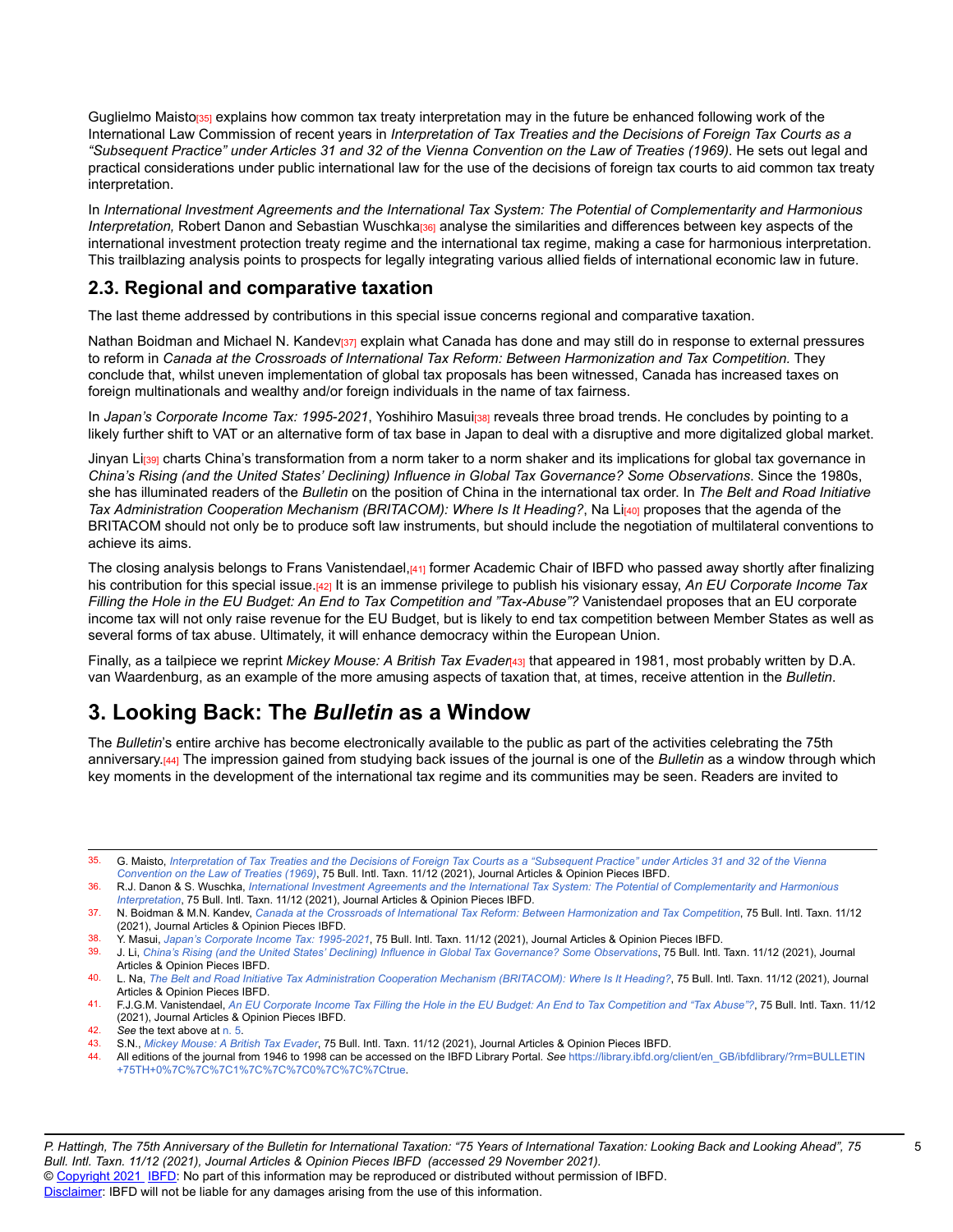Guglielmo Maisto[35] explains how common tax treaty interpretation may in the future be enhanced following work of the International Law Commission of recent years in *Interpretation of Tax Treaties and the Decisions of Foreign Tax Courts as a "Subsequent Practice" under Articles 31 and 32 of the Vienna Convention on the Law of Treaties (1969)*. He sets out legal and practical considerations under public international law for the use of the decisions of foreign tax courts to aid common tax treaty interpretation.

In *International Investment Agreements and the International Tax System: The Potential of Complementarity and Harmonious Interpretation,* Robert Danon and Sebastian Wuschka[36] analyse the similarities and differences between key aspects of the international investment protection treaty regime and the international tax regime, making a case for harmonious interpretation. This trailblazing analysis points to prospects for legally integrating various allied fields of international economic law in future.

## 2.3. Regional and comparative taxation

The last theme addressed by contributions in this special issue concerns regional and comparative taxation.

Nathan Boidman and Michael N. Kandev[37] explain what Canada has done and may still do in response to external pressures to reform in *Canada at the Crossroads of International Tax Reform: Between Harmonization and Tax Competition.* They conclude that, whilst uneven implementation of global tax proposals has been witnessed, Canada has increased taxes on foreign multinationals and wealthy and/or foreign individuals in the name of tax fairness.

In *Japan's Corporate Income Tax: 1995-2021*, Yoshihiro Masui[38] reveals three broad trends. He concludes by pointing to a likely further shift to VAT or an alternative form of tax base in Japan to deal with a disruptive and more digitalized global market.

Jinyan Li[39] charts China's transformation from a norm taker to a norm shaker and its implications for global tax governance in *China's Rising (and the United States' Declining) Influence in Global Tax Governance? Some Observations*. Since the 1980s, she has illuminated readers of the *Bulletin* on the position of China in the international tax order. In *The Belt and Road Initiative Tax Administration Cooperation Mechanism (BRITACOM): Where Is It Heading?*, Na Li[40] proposes that the agenda of the BRITACOM should not only be to produce soft law instruments, but should include the negotiation of multilateral conventions to achieve its aims.

The closing analysis belongs to Frans Vanistendael,[41] former Academic Chair of IBFD who passed away shortly after finalizing his contribution for this special issue.[42] It is an immense privilege to publish his visionary essay, *An EU Corporate Income Tax Filling the Hole in the EU Budget: An End to Tax Competition and "Tax-Abuse"?* Vanistendael proposes that an EU corporate income tax will not only raise revenue for the EU Budget, but is likely to end tax competition between Member States as well as several forms of tax abuse. Ultimately, it will enhance democracy within the European Union.

Finally, as a tailpiece we reprint *Mickey Mouse: A British Tax Evader*[43] that appeared in 1981, most probably written by D.A. van Waardenburg, as an example of the more amusing aspects of taxation that, at times, receive attention in the *Bulletin*.

# 3. Looking Back: The *Bulletin* as a Window

The *Bulletin*'s entire archive has become electronically available to the public as part of the activities celebrating the 75th anniversary.[44] The impression gained from studying back issues of the journal is one of the *Bulletin* as a window through which key moments in the development of the international tax regime and its communities may be seen. Readers are invited to

---

35. G. Maisto, *Interpretation of Tax Treaties and the Decisions of Foreign Tax Courts as a "Subsequent Practice" under Articles 31 and 32 of the Vienna Convention on the Law of Treaties (1969)*, 75 Bull. Intl. Taxn. 11/12 (2021), Journal Articles & Opinion Pieces IBFD.
36. R.J. Danon & S. Wuschka, *International Investment Agreements and the International Tax System: The Potential of Complementarity and Harmonious Interpretation*, 75 Bull. Intl. Taxn. 11/12 (2021), Journal Articles & Opinion Pieces IBFD.
37. N. Boidman & M.N. Kandev, *Canada at the Crossroads of International Tax Reform: Between Harmonization and Tax Competition*, 75 Bull. Intl. Taxn. 11/12 (2021), Journal Articles & Opinion Pieces IBFD.
38. Y. Masui, *Japan's Corporate Income Tax: 1995-2021*, 75 Bull. Intl. Taxn. 11/12 (2021), Journal Articles & Opinion Pieces IBFD.
39. J. Li, *China's Rising (and the United States' Declining) Influence in Global Tax Governance? Some Observations*, 75 Bull. Intl. Taxn. 11/12 (2021), Journal Articles & Opinion Pieces IBFD.
40. L. Na, *The Belt and Road Initiative Tax Administration Cooperation Mechanism (BRITACOM): Where Is It Heading?*, 75 Bull. Intl. Taxn. 11/12 (2021), Journal Articles & Opinion Pieces IBFD.
41. F.J.G.M. Vanistendael, *An EU Corporate Income Tax Filling the Hole in the EU Budget: An End to Tax Competition and "Tax Abuse"?*, 75 Bull. Intl. Taxn. 11/12 (2021), Journal Articles & Opinion Pieces IBFD.
42. *See* the text above at n. 5.
43. S.N., *Mickey Mouse: A British Tax Evader*, 75 Bull. Intl. Taxn. 11/12 (2021), Journal Articles & Opinion Pieces IBFD.
44. All editions of the journal from 1946 to 1998 can be accessed on the IBFD Library Portal. *See* https://library.ibfd.org/client/en_GB/ibfdlibrary/?rm=BULLETIN+75TH+0%7C%7C%7C1%7C%7C%7C0%7C%7C%7Ctrue.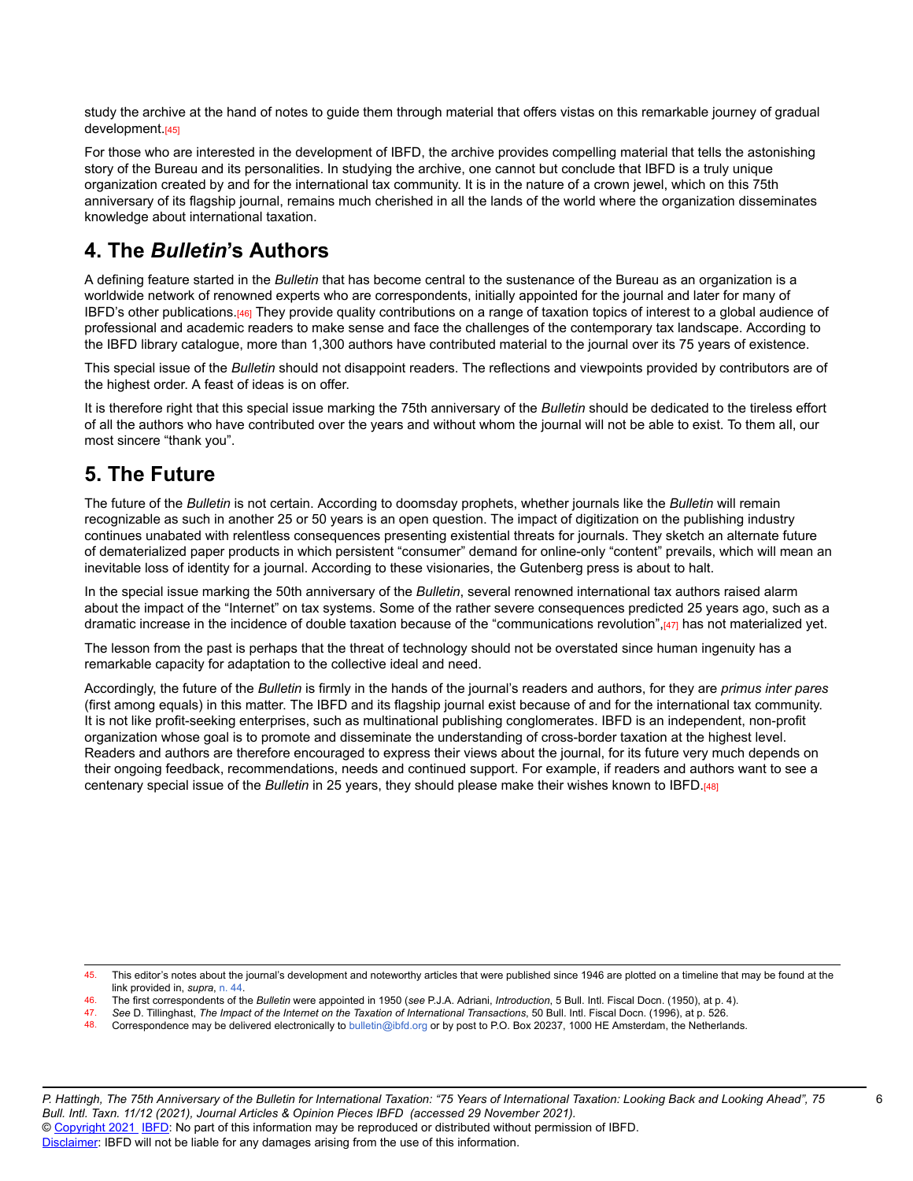study the archive at the hand of notes to guide them through material that offers vistas on this remarkable journey of gradual development.[45]

For those who are interested in the development of IBFD, the archive provides compelling material that tells the astonishing story of the Bureau and its personalities. In studying the archive, one cannot but conclude that IBFD is a truly unique organization created by and for the international tax community. It is in the nature of a crown jewel, which on this 75th anniversary of its flagship journal, remains much cherished in all the lands of the world where the organization disseminates knowledge about international taxation.

## 4. The *Bulletin*'s Authors

A defining feature started in the *Bulletin* that has become central to the sustenance of the Bureau as an organization is a worldwide network of renowned experts who are correspondents, initially appointed for the journal and later for many of IBFD's other publications.[46] They provide quality contributions on a range of taxation topics of interest to a global audience of professional and academic readers to make sense and face the challenges of the contemporary tax landscape. According to the IBFD library catalogue, more than 1,300 authors have contributed material to the journal over its 75 years of existence.

This special issue of the *Bulletin* should not disappoint readers. The reflections and viewpoints provided by contributors are of the highest order. A feast of ideas is on offer.

It is therefore right that this special issue marking the 75th anniversary of the *Bulletin* should be dedicated to the tireless effort of all the authors who have contributed over the years and without whom the journal will not be able to exist. To them all, our most sincere "thank you".

## 5. The Future

The future of the *Bulletin* is not certain. According to doomsday prophets, whether journals like the *Bulletin* will remain recognizable as such in another 25 or 50 years is an open question. The impact of digitization on the publishing industry continues unabated with relentless consequences presenting existential threats for journals. They sketch an alternate future of dematerialized paper products in which persistent "consumer" demand for online-only "content" prevails, which will mean an inevitable loss of identity for a journal. According to these visionaries, the Gutenberg press is about to halt.

In the special issue marking the 50th anniversary of the *Bulletin*, several renowned international tax authors raised alarm about the impact of the "Internet" on tax systems. Some of the rather severe consequences predicted 25 years ago, such as a dramatic increase in the incidence of double taxation because of the "communications revolution",[47] has not materialized yet.

The lesson from the past is perhaps that the threat of technology should not be overstated since human ingenuity has a remarkable capacity for adaptation to the collective ideal and need.

Accordingly, the future of the *Bulletin* is firmly in the hands of the journal's readers and authors, for they are *primus inter pares* (first among equals) in this matter. The IBFD and its flagship journal exist because of and for the international tax community. It is not like profit-seeking enterprises, such as multinational publishing conglomerates. IBFD is an independent, non-profit organization whose goal is to promote and disseminate the understanding of cross-border taxation at the highest level. Readers and authors are therefore encouraged to express their views about the journal, for its future very much depends on their ongoing feedback, recommendations, needs and continued support. For example, if readers and authors want to see a centenary special issue of the *Bulletin* in 25 years, they should please make their wishes known to IBFD.[48]

---

45. This editor's notes about the journal's development and noteworthy articles that were published since 1946 are plotted on a timeline that may be found at the link provided in, *supra*, n. 44.
46. The first correspondents of the *Bulletin* were appointed in 1950 (*see* P.J.A. Adriani, *Introduction*, 5 Bull. Intl. Fiscal Docn. (1950), at p. 4).
47. *See* D. Tillinghast, *The Impact of the Internet on the Taxation of International Transactions*, 50 Bull. Intl. Fiscal Docn. (1996), at p. 526.
48. Correspondence may be delivered electronically to bulletin@ibfd.org or by post to P.O. Box 20237, 1000 HE Amsterdam, the Netherlands.